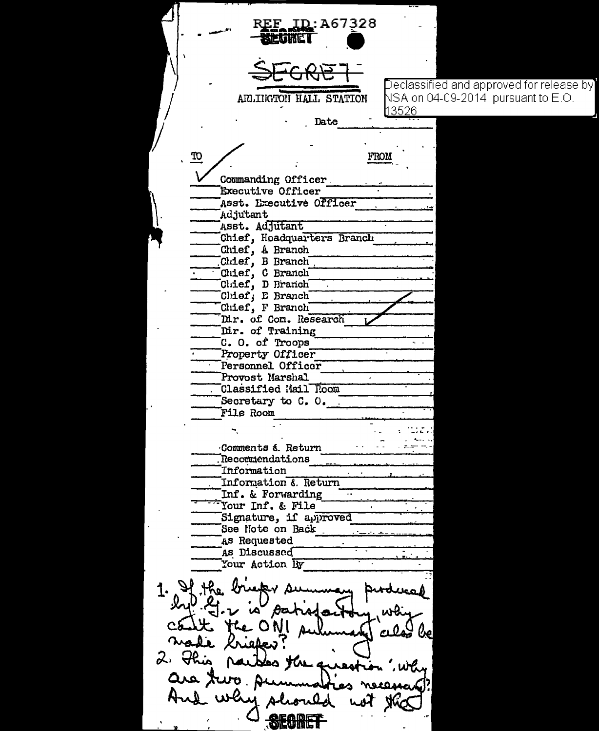REF ID:A67328

SECRET

SECRET

ARLINGTON HALL STATION

Declassified and approved for release by NSA on 04-09-2014 pursuant to E.O. 13526

Date

| TO | | FROM |
|---|---|---|
| ✓ | Commanding Officer | |
| | Executive Officer | |
| | Asst. Executive Officer | |
| | Adjutant | |
| | Asst. Adjutant | |
| | Chief, Headquarters Branch | |
| | Chief, A Branch | |
| | Chief, B Branch | |
| | Chief, C Branch | |
| | Chief, D Branch | |
| | Chief, E Branch | |
| | Chief, F Branch | |
| | Dir. of Com. Research | ✓ |
| | Dir. of Training | |
| | C. O. of Troops | |
| | Property Officer | |
| | Personnel Officer | |
| | Provost Marshal | |
| | Classified Mail Room | |
| | Secretary to C. O. | |
| | File Room | |
| | | |
| | Comments & Return | |
| | Recommendations | |
| | Information | |
| | Information & Return | |
| | Inf. & Forwarding | |
| | Your Inf. & File | |
| | Signature, if approved | |
| | See Note on Back | |
| | As Requested | |
| | As Discussed | |
| | Your Action By | |

1. If the briefer summary produced by G-2 is satisfactory, why can't the ONI summary also be made briefer?
2. This raises the question: Why are two summaries necessary? And why should not the

SECRET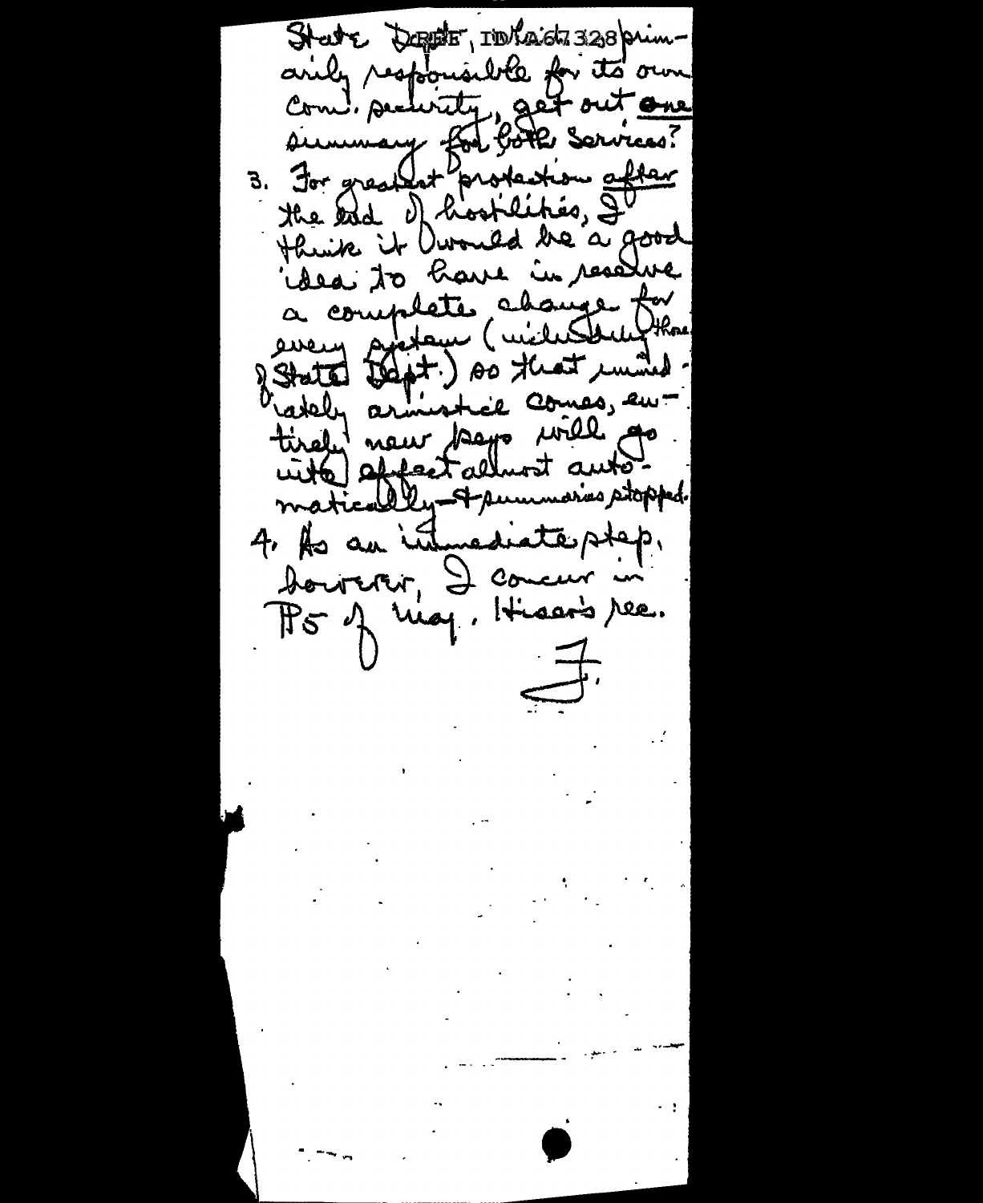State DREF, ID A67328 primarily responsible for its own com. security, get out one summary for both services?

3. For greatest protection after the end of hostilities, I think it would be a good idea to have in reserve a complete change for every system (including those of State Dept.) so that immediately armistice comes, entirely new keys will go into effect almost automatically — & summaries stopped.

4. As an immediate step, however, I concur in ¶5 of Maj. Hisar's rec.

F.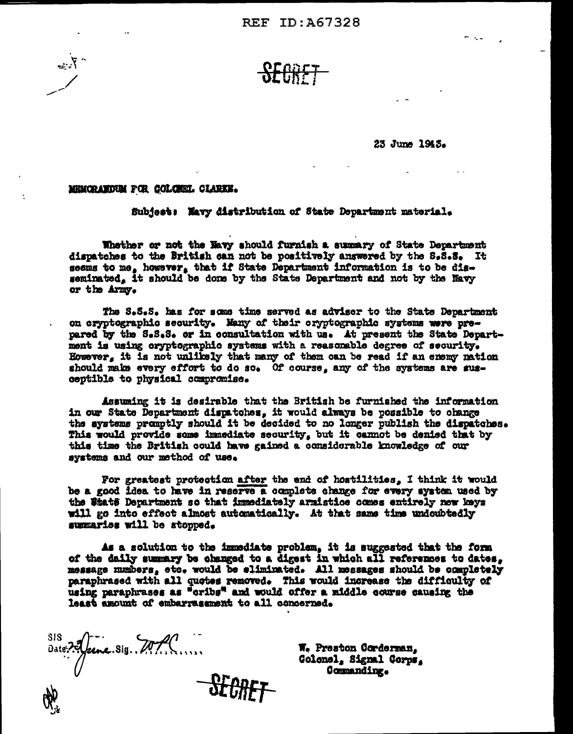REF ID:A67328

SECRET

23 June 1943.

MEMORANDUM FOR COLONEL CLARKE.

Subject: Navy distribution of State Department material.

Whether or not the Navy should furnish a summary of State Department dispatches to the British can not be positively answered by the S.S.S. It seems to me, however, that if State Department information is to be disseminated, it should be done by the State Department and not by the Navy or the Army.

The S.S.S. has for some time served as adviser to the State Department on cryptographic security. Many of their cryptographic systems were prepared by the S.S.S. or in consultation with us. At present the State Department is using cryptographic systems with a reasonable degree of security. However, it is not unlikely that many of them can be read if an enemy nation should make every effort to do so. Of course, any of the systems are susceptible to physical compromise.

Assuming it is desirable that the British be furnished the information in our State Department dispatches, it would always be possible to change the systems promptly should it be decided to no longer publish the dispatches. This would provide some immediate security, but it cannot be denied that by this time the British could have gained a considerable knowledge of our systems and our method of use.

For greatest protection after the end of hostilities, I think it would be a good idea to have in reserve a complete change for every system used by the State Department so that immediately armistice comes entirely new keys will go into effect almost automatically. At that same time undoubtedly summaries will be stopped.

As a solution to the immediate problem, it is suggested that the form of the daily summary be changed to a digest in which all references to dates, message numbers, etc. would be eliminated. All messages should be completely paraphrased with all quotes removed. This would increase the difficulty of using paraphrases as "cribs" and would offer a middle course causing the least amount of embarrassment to all concerned.

SIS
Date 23 June Sig. WPC

W. Preston Corderman,
Colonel, Signal Corps,
Commanding.

SECRET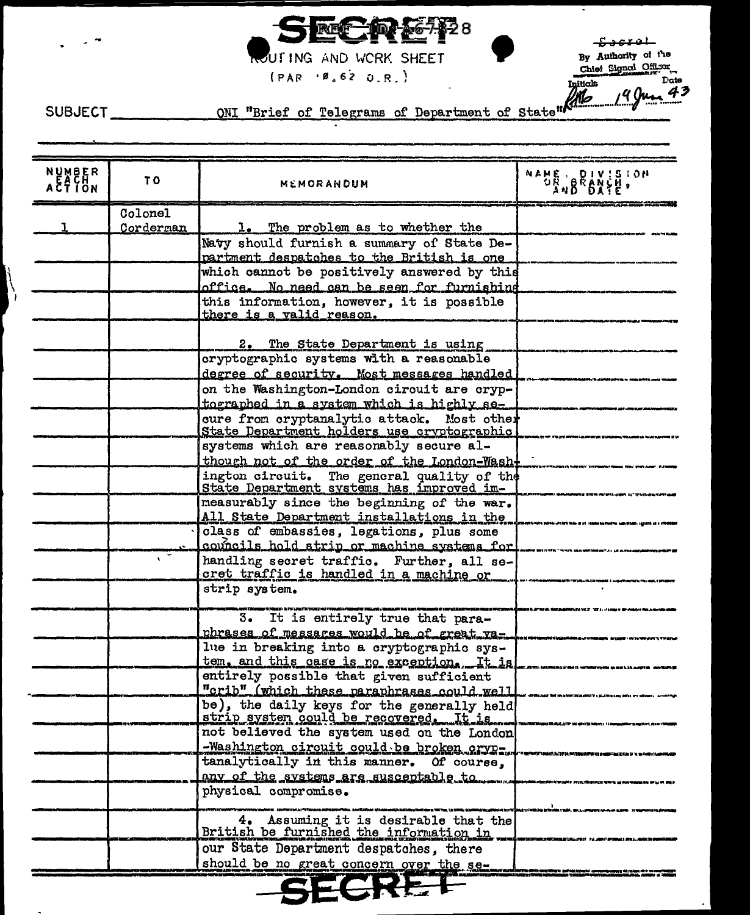SECRET

REF ID:A67328

ROUTING AND WORK SHEET

(PAR '0.62 O.R.)

Secret
By Authority of the Chief Signal Officer
Initials RMB Date 19 Jun 43

SUBJECT ONI "Brief of Telegrams of Department of State"

| NUMBER EACH ACTION | TO | MEMORANDUM | NAME, DIVISION OR BRANCH, AND DATE |
|---|---|---|---|
| 1 | Colonel Corderman | 1. The problem as to whether the Navy should furnish a summary of State Department despatches to the British is one which cannot be positively answered by this office. No need can be seen for furnishing this information, however, it is possible there is a valid reason. | |
| | | 2. The State Department is using cryptographic systems with a reasonable degree of security. Most messages handled on the Washington-London circuit are cryptographed in a system which is highly secure from cryptanalytic attack. Most other State Department holders use cryptographic systems which are reasonably secure although not of the order of the London-Washington circuit. The general quality of the State Department systems has improved immeasurably since the beginning of the war. All State Department installations in the class of embassies, legations, plus some councils hold strip or machine systems for handling secret traffic. Further, all secret traffic is handled in a machine or strip system. | |
| | | 3. It is entirely true that paraphrases of messages would be of great value in breaking into a cryptographic system, and this case is no exception. It is entirely possible that given sufficient "crib" (which these paraphrases could well be), the daily keys for the generally held strip system could be recovered. It is not believed the system used on the London-Washington circuit could be broken cryptanalytically in this manner. Of course, any of the systems are susceptable to physical compromise. | |
| | | 4. Assuming it is desirable that the British be furnished the information in our State Department despatches, there should be no great concern over the se- | |

SECRET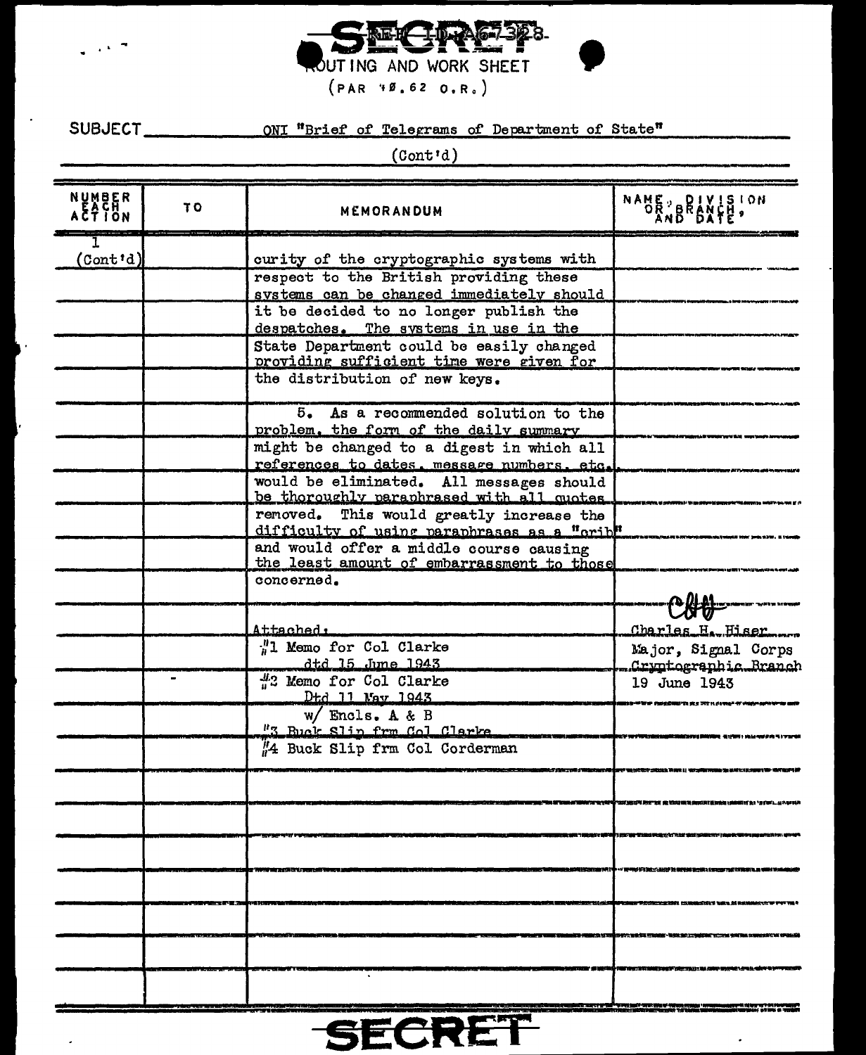SECRET

REF ID:A67328

ROUTING AND WORK SHEET

(PAR 10.62 O.R.)

SUBJECT ONI "Brief of Telegrams of Department of State"

(Cont'd)

| NUMBER EACH ACTION | TO | MEMORANDUM | NAME, DIVISION OR BRANCH, AND DATE |
|---|---|---|---|
| 1 (Cont'd) | | curity of the cryptographic systems with respect to the British providing these systems can be changed immediately should it be decided to no longer publish the despatches. The systems in use in the State Department could be easily changed providing sufficient time were given for the distribution of new keys. | |
| | | 5. As a recommended solution to the problem, the form of the daily summary might be changed to a digest in which all references to dates, message numbers, etc., would be eliminated. All messages should be thoroughly paraphrased with all quotes removed. This would greatly increase the difficulty of using paraphrases as a "crib" and would offer a middle course causing the least amount of embarrassment to those concerned. | |
| | | | CHH |
| | | Attached:<br>#1 Memo for Col Clarke dtd 15 June 1943<br>#2 Memo for Col Clarke Dtd 11 May 1943 w/ Encls. A & B<br>#3 Buck Slip frm Col Clarke<br>#4 Buck Slip frm Col Corderman | Charles H. Hiser<br>Major, Signal Corps<br>Cryptographic Branch<br>19 June 1943 |

SECRET